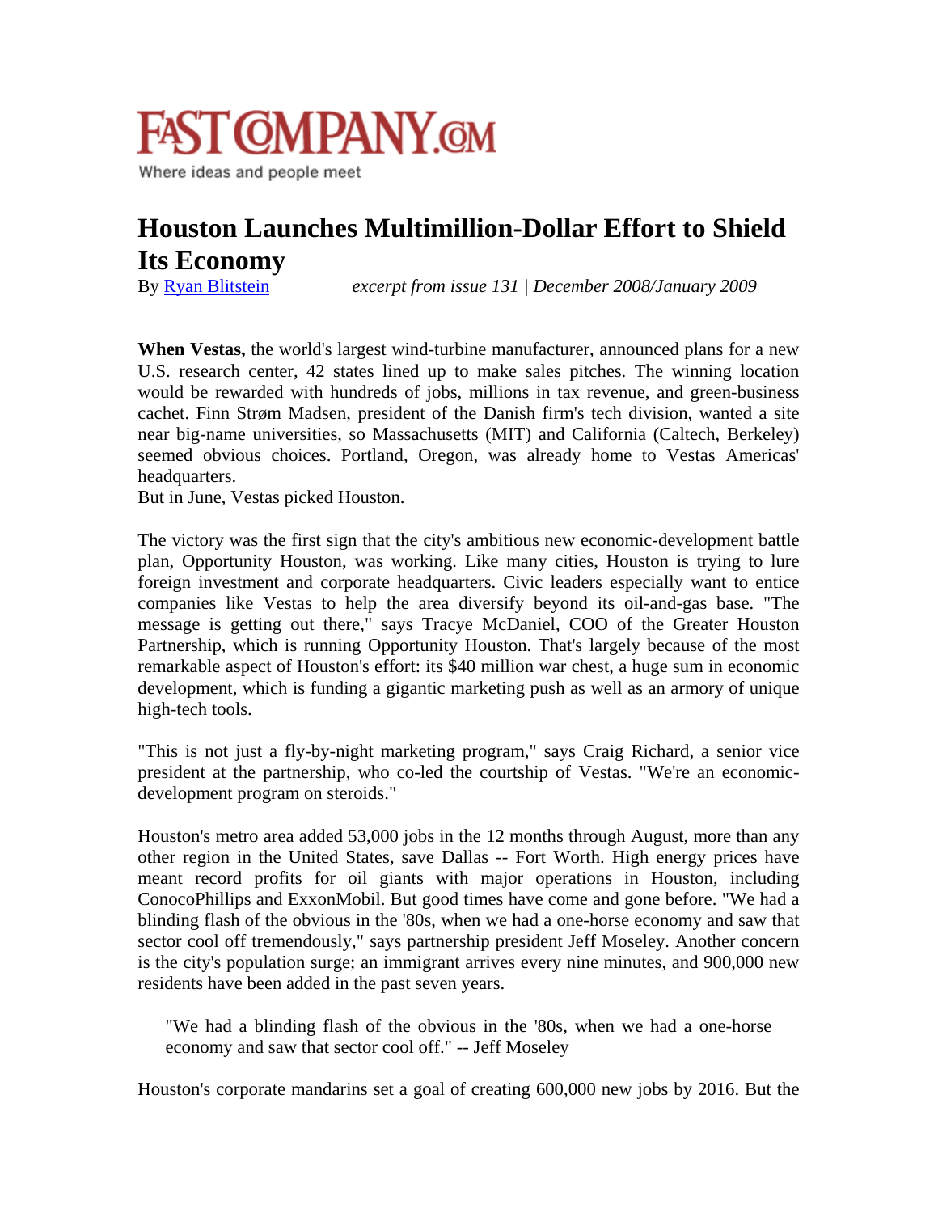FAST COMPANY.COM

Where ideas and people meet

# Houston Launches Multimillion-Dollar Effort to Shield Its Economy

By Ryan Blitstein *excerpt from issue 131 | December 2008/January 2009*

**When Vestas,** the world's largest wind-turbine manufacturer, announced plans for a new U.S. research center, 42 states lined up to make sales pitches. The winning location would be rewarded with hundreds of jobs, millions in tax revenue, and green-business cachet. Finn Strøm Madsen, president of the Danish firm's tech division, wanted a site near big-name universities, so Massachusetts (MIT) and California (Caltech, Berkeley) seemed obvious choices. Portland, Oregon, was already home to Vestas Americas' headquarters.

But in June, Vestas picked Houston.

The victory was the first sign that the city's ambitious new economic-development battle plan, Opportunity Houston, was working. Like many cities, Houston is trying to lure foreign investment and corporate headquarters. Civic leaders especially want to entice companies like Vestas to help the area diversify beyond its oil-and-gas base. "The message is getting out there," says Tracye McDaniel, COO of the Greater Houston Partnership, which is running Opportunity Houston. That's largely because of the most remarkable aspect of Houston's effort: its $40 million war chest, a huge sum in economic development, which is funding a gigantic marketing push as well as an armory of unique high-tech tools.

"This is not just a fly-by-night marketing program," says Craig Richard, a senior vice president at the partnership, who co-led the courtship of Vestas. "We're an economic-development program on steroids."

Houston's metro area added 53,000 jobs in the 12 months through August, more than any other region in the United States, save Dallas -- Fort Worth. High energy prices have meant record profits for oil giants with major operations in Houston, including ConocoPhillips and ExxonMobil. But good times have come and gone before. "We had a blinding flash of the obvious in the '80s, when we had a one-horse economy and saw that sector cool off tremendously," says partnership president Jeff Moseley. Another concern is the city's population surge; an immigrant arrives every nine minutes, and 900,000 new residents have been added in the past seven years.

> "We had a blinding flash of the obvious in the '80s, when we had a one-horse economy and saw that sector cool off." -- Jeff Moseley

Houston's corporate mandarins set a goal of creating 600,000 new jobs by 2016. But the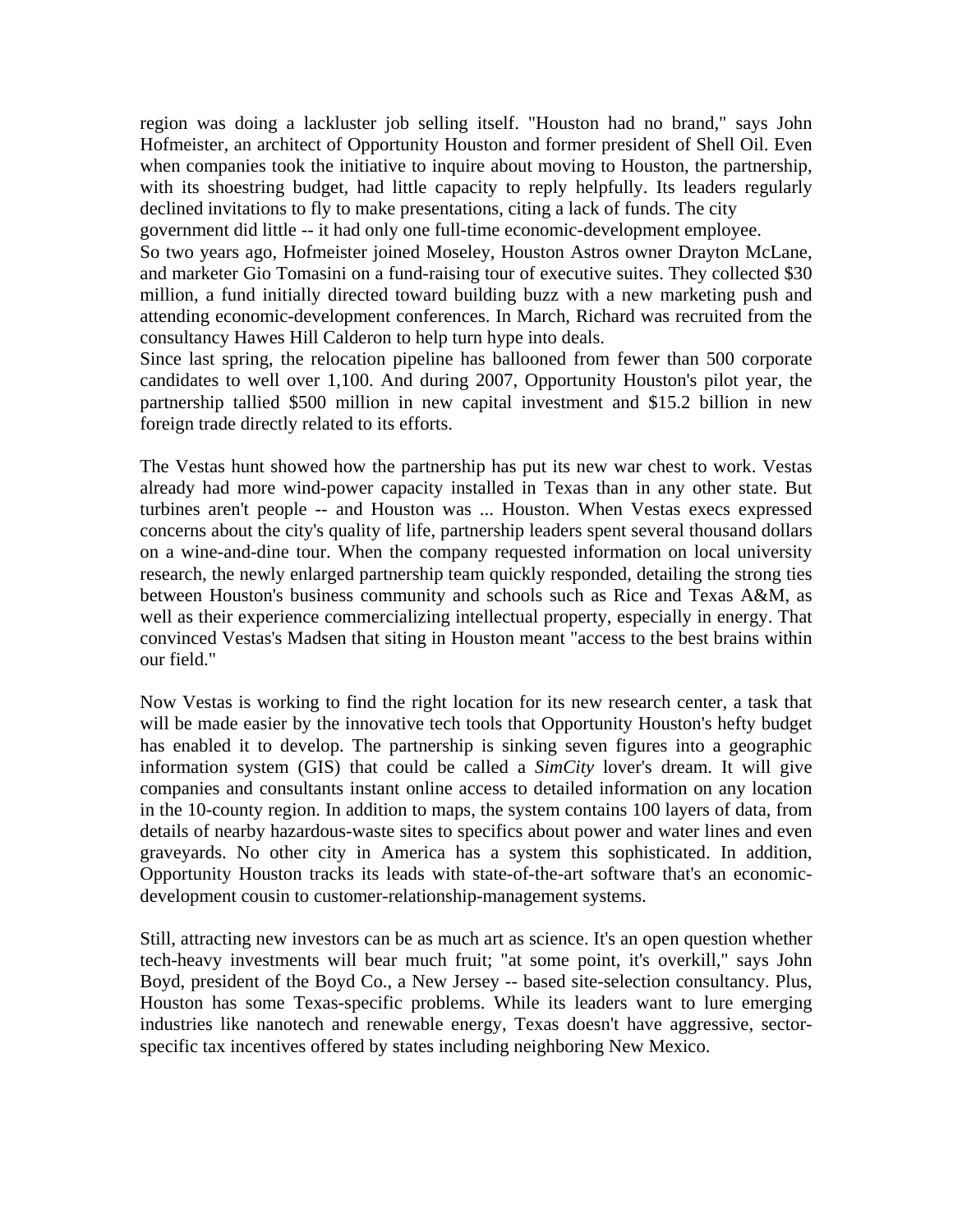region was doing a lackluster job selling itself. "Houston had no brand," says John Hofmeister, an architect of Opportunity Houston and former president of Shell Oil. Even when companies took the initiative to inquire about moving to Houston, the partnership, with its shoestring budget, had little capacity to reply helpfully. Its leaders regularly declined invitations to fly to make presentations, citing a lack of funds. The city government did little -- it had only one full-time economic-development employee.

So two years ago, Hofmeister joined Moseley, Houston Astros owner Drayton McLane, and marketer Gio Tomasini on a fund-raising tour of executive suites. They collected $30 million, a fund initially directed toward building buzz with a new marketing push and attending economic-development conferences. In March, Richard was recruited from the consultancy Hawes Hill Calderon to help turn hype into deals.

Since last spring, the relocation pipeline has ballooned from fewer than 500 corporate candidates to well over 1,100. And during 2007, Opportunity Houston's pilot year, the partnership tallied $500 million in new capital investment and $15.2 billion in new foreign trade directly related to its efforts.

The Vestas hunt showed how the partnership has put its new war chest to work. Vestas already had more wind-power capacity installed in Texas than in any other state. But turbines aren't people -- and Houston was ... Houston. When Vestas execs expressed concerns about the city's quality of life, partnership leaders spent several thousand dollars on a wine-and-dine tour. When the company requested information on local university research, the newly enlarged partnership team quickly responded, detailing the strong ties between Houston's business community and schools such as Rice and Texas A&M, as well as their experience commercializing intellectual property, especially in energy. That convinced Vestas's Madsen that siting in Houston meant "access to the best brains within our field."

Now Vestas is working to find the right location for its new research center, a task that will be made easier by the innovative tech tools that Opportunity Houston's hefty budget has enabled it to develop. The partnership is sinking seven figures into a geographic information system (GIS) that could be called a *SimCity* lover's dream. It will give companies and consultants instant online access to detailed information on any location in the 10-county region. In addition to maps, the system contains 100 layers of data, from details of nearby hazardous-waste sites to specifics about power and water lines and even graveyards. No other city in America has a system this sophisticated. In addition, Opportunity Houston tracks its leads with state-of-the-art software that's an economic-development cousin to customer-relationship-management systems.

Still, attracting new investors can be as much art as science. It's an open question whether tech-heavy investments will bear much fruit; "at some point, it's overkill," says John Boyd, president of the Boyd Co., a New Jersey -- based site-selection consultancy. Plus, Houston has some Texas-specific problems. While its leaders want to lure emerging industries like nanotech and renewable energy, Texas doesn't have aggressive, sector-specific tax incentives offered by states including neighboring New Mexico.